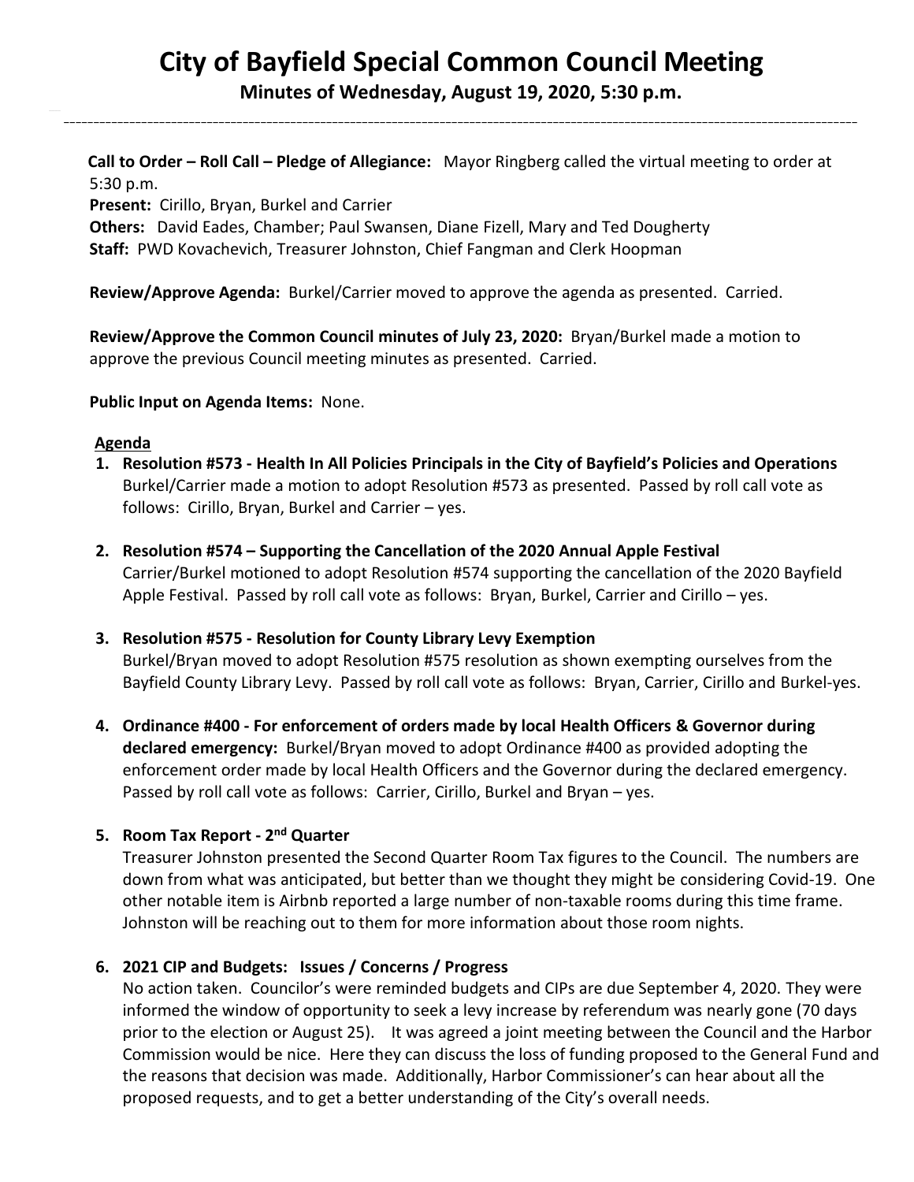# City of Bayfield Special Common Council Meeting

**Minutes of Wednesday, August 19, 2020, 5:30 p.m.**

---

**Call to Order – Roll Call – Pledge of Allegiance:** Mayor Ringberg called the virtual meeting to order at 5:30 p.m.

**Present:** Cirillo, Bryan, Burkel and Carrier

**Others:** David Eades, Chamber; Paul Swansen, Diane Fizell, Mary and Ted Dougherty

**Staff:** PWD Kovachevich, Treasurer Johnston, Chief Fangman and Clerk Hoopman

**Review/Approve Agenda:** Burkel/Carrier moved to approve the agenda as presented. Carried.

**Review/Approve the Common Council minutes of July 23, 2020:** Bryan/Burkel made a motion to approve the previous Council meeting minutes as presented. Carried.

**Public Input on Agenda Items:** None.

**Agenda**

1. **Resolution #573 - Health In All Policies Principals in the City of Bayfield's Policies and Operations**
   Burkel/Carrier made a motion to adopt Resolution #573 as presented. Passed by roll call vote as follows: Cirillo, Bryan, Burkel and Carrier – yes.

2. **Resolution #574 – Supporting the Cancellation of the 2020 Annual Apple Festival**
   Carrier/Burkel motioned to adopt Resolution #574 supporting the cancellation of the 2020 Bayfield Apple Festival. Passed by roll call vote as follows: Bryan, Burkel, Carrier and Cirillo – yes.

3. **Resolution #575 - Resolution for County Library Levy Exemption**
   Burkel/Bryan moved to adopt Resolution #575 resolution as shown exempting ourselves from the Bayfield County Library Levy. Passed by roll call vote as follows: Bryan, Carrier, Cirillo and Burkel-yes.

4. **Ordinance #400 - For enforcement of orders made by local Health Officers & Governor during declared emergency:** Burkel/Bryan moved to adopt Ordinance #400 as provided adopting the enforcement order made by local Health Officers and the Governor during the declared emergency. Passed by roll call vote as follows: Carrier, Cirillo, Burkel and Bryan – yes.

5. **Room Tax Report - 2nd Quarter**
   Treasurer Johnston presented the Second Quarter Room Tax figures to the Council. The numbers are down from what was anticipated, but better than we thought they might be considering Covid-19. One other notable item is Airbnb reported a large number of non-taxable rooms during this time frame. Johnston will be reaching out to them for more information about those room nights.

6. **2021 CIP and Budgets: Issues / Concerns / Progress**
   No action taken. Councilor's were reminded budgets and CIPs are due September 4, 2020. They were informed the window of opportunity to seek a levy increase by referendum was nearly gone (70 days prior to the election or August 25). It was agreed a joint meeting between the Council and the Harbor Commission would be nice. Here they can discuss the loss of funding proposed to the General Fund and the reasons that decision was made. Additionally, Harbor Commissioner's can hear about all the proposed requests, and to get a better understanding of the City's overall needs.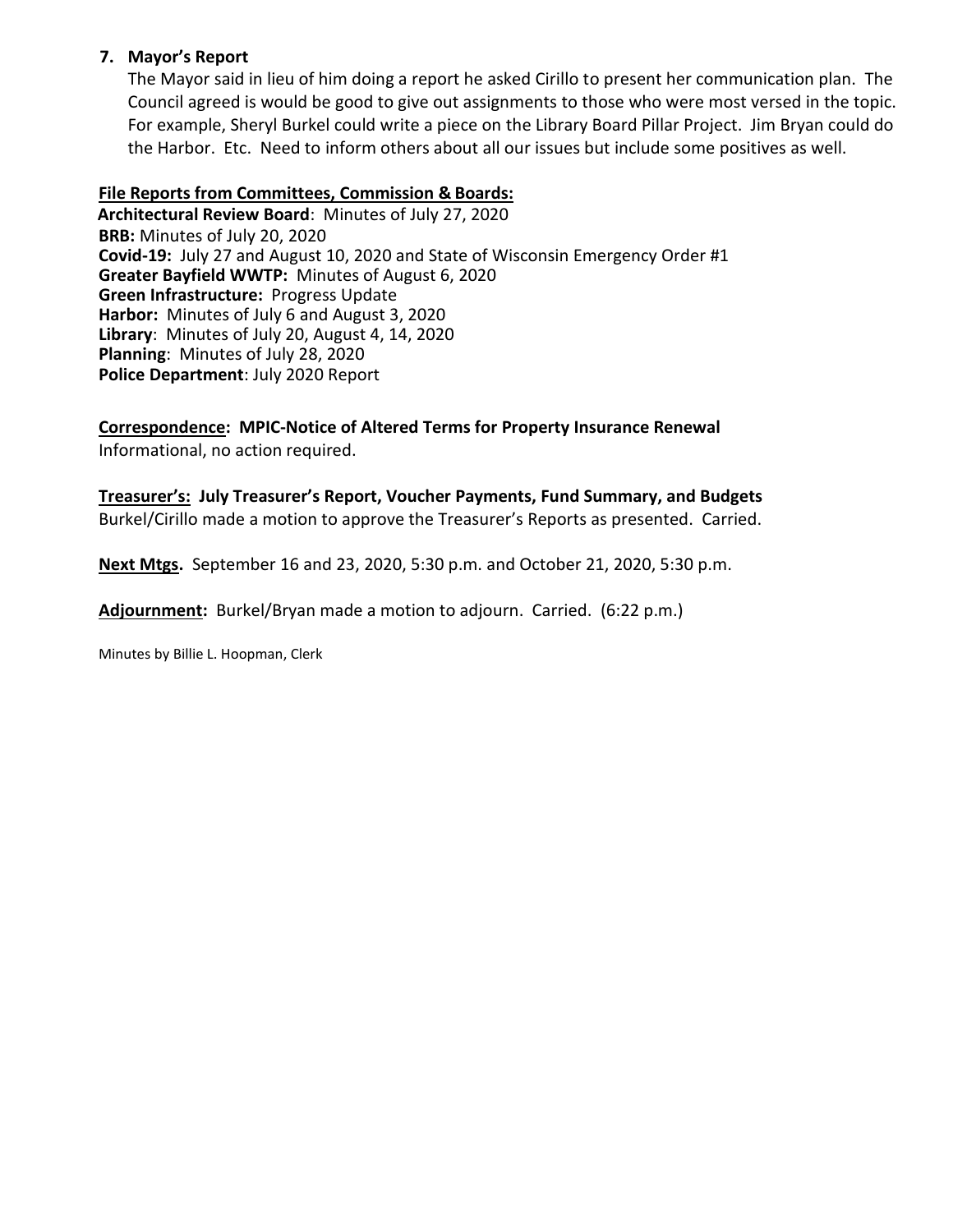**7. Mayor's Report**

The Mayor said in lieu of him doing a report he asked Cirillo to present her communication plan. The Council agreed is would be good to give out assignments to those who were most versed in the topic. For example, Sheryl Burkel could write a piece on the Library Board Pillar Project. Jim Bryan could do the Harbor. Etc. Need to inform others about all our issues but include some positives as well.

**File Reports from Committees, Commission & Boards:**

**Architectural Review Board**: Minutes of July 27, 2020
**BRB:** Minutes of July 20, 2020
**Covid-19:** July 27 and August 10, 2020 and State of Wisconsin Emergency Order #1
**Greater Bayfield WWTP:** Minutes of August 6, 2020
**Green Infrastructure:** Progress Update
**Harbor:** Minutes of July 6 and August 3, 2020
**Library**: Minutes of July 20, August 4, 14, 2020
**Planning**: Minutes of July 28, 2020
**Police Department**: July 2020 Report

**Correspondence: MPIC-Notice of Altered Terms for Property Insurance Renewal**
Informational, no action required.

**Treasurer's: July Treasurer's Report, Voucher Payments, Fund Summary, and Budgets**
Burkel/Cirillo made a motion to approve the Treasurer's Reports as presented. Carried.

**Next Mtgs.** September 16 and 23, 2020, 5:30 p.m. and October 21, 2020, 5:30 p.m.

**Adjournment:** Burkel/Bryan made a motion to adjourn. Carried. (6:22 p.m.)

Minutes by Billie L. Hoopman, Clerk